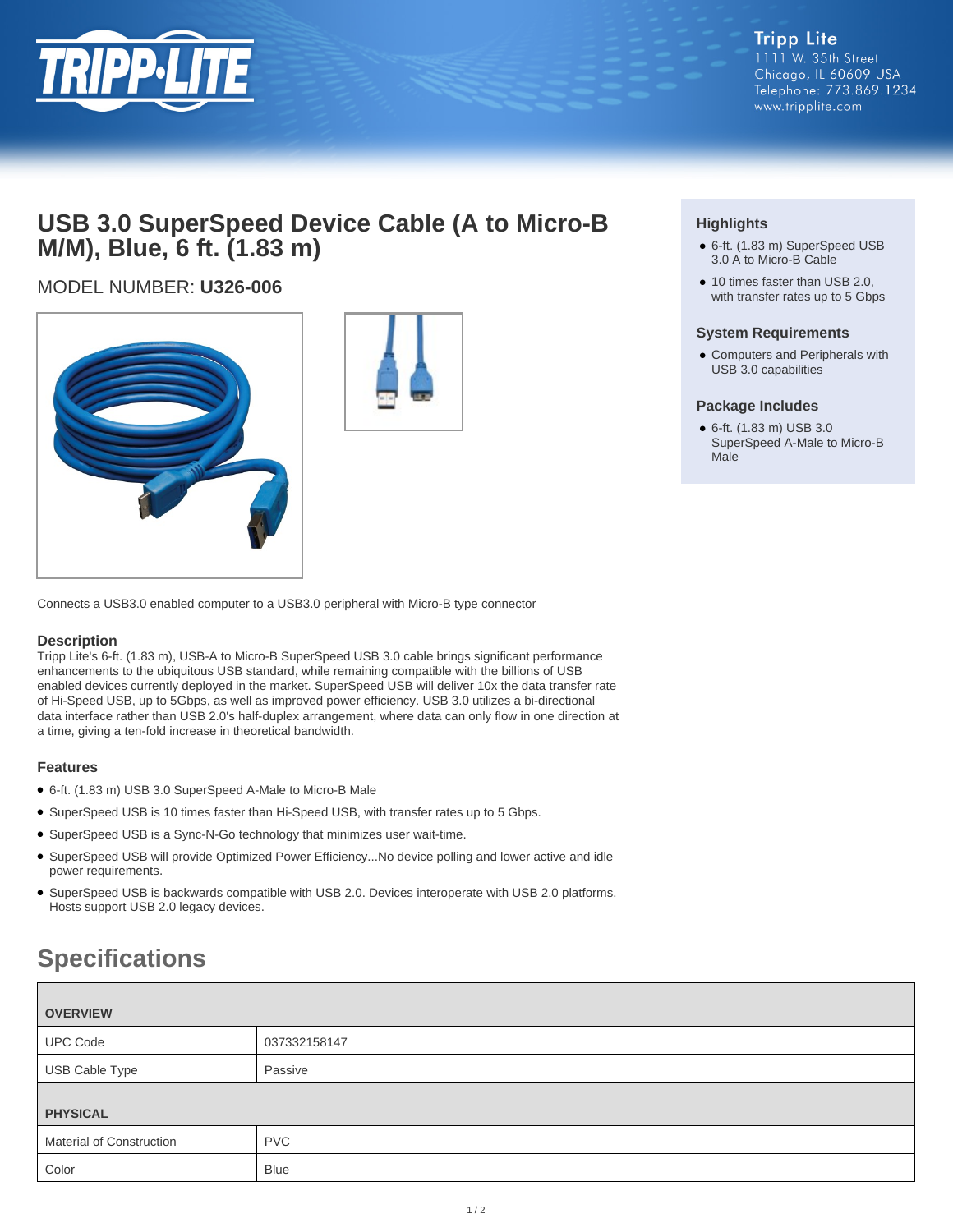Tripp Lite
1111 W. 35th Street
Chicago, IL 60609 USA
Telephone: 773.869.1234
www.tripplite.com

# USB 3.0 SuperSpeed Device Cable (A to Micro-B M/M), Blue, 6 ft. (1.83 m)

MODEL NUMBER: **U326-006**

Connects a USB3.0 enabled computer to a USB3.0 peripheral with Micro-B type connector

### Highlights

- 6-ft. (1.83 m) SuperSpeed USB 3.0 A to Micro-B Cable
- 10 times faster than USB 2.0, with transfer rates up to 5 Gbps

### System Requirements

- Computers and Peripherals with USB 3.0 capabilities

### Package Includes

- 6-ft. (1.83 m) USB 3.0 SuperSpeed A-Male to Micro-B Male

### Description

Tripp Lite's 6-ft. (1.83 m), USB-A to Micro-B SuperSpeed USB 3.0 cable brings significant performance enhancements to the ubiquitous USB standard, while remaining compatible with the billions of USB enabled devices currently deployed in the market. SuperSpeed USB will deliver 10x the data transfer rate of Hi-Speed USB, up to 5Gbps, as well as improved power efficiency. USB 3.0 utilizes a bi-directional data interface rather than USB 2.0's half-duplex arrangement, where data can only flow in one direction at a time, giving a ten-fold increase in theoretical bandwidth.

### Features

- 6-ft. (1.83 m) USB 3.0 SuperSpeed A-Male to Micro-B Male
- SuperSpeed USB is 10 times faster than Hi-Speed USB, with transfer rates up to 5 Gbps.
- SuperSpeed USB is a Sync-N-Go technology that minimizes user wait-time.
- SuperSpeed USB will provide Optimized Power Efficiency...No device polling and lower active and idle power requirements.
- SuperSpeed USB is backwards compatible with USB 2.0. Devices interoperate with USB 2.0 platforms. Hosts support USB 2.0 legacy devices.

## Specifications

| OVERVIEW | |
| --- | --- |
| UPC Code | 037332158147 |
| USB Cable Type | Passive |
| **PHYSICAL** | |
| Material of Construction | PVC |
| Color | Blue |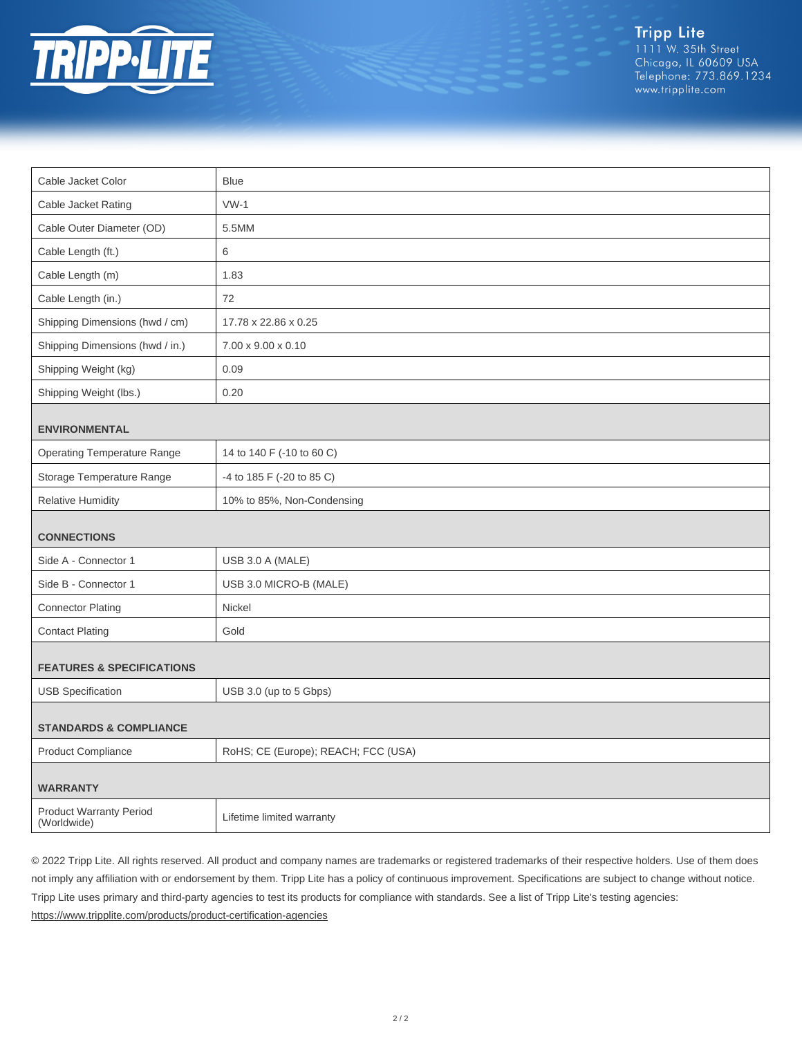| | |
|---|---|
| Cable Jacket Color | Blue |
| Cable Jacket Rating | VW-1 |
| Cable Outer Diameter (OD) | 5.5MM |
| Cable Length (ft.) | 6 |
| Cable Length (m) | 1.83 |
| Cable Length (in.) | 72 |
| Shipping Dimensions (hwd / cm) | 17.78 x 22.86 x 0.25 |
| Shipping Dimensions (hwd / in.) | 7.00 x 9.00 x 0.10 |
| Shipping Weight (kg) | 0.09 |
| Shipping Weight (lbs.) | 0.20 |
| **ENVIRONMENTAL** | |
| Operating Temperature Range | 14 to 140 F (-10 to 60 C) |
| Storage Temperature Range | -4 to 185 F (-20 to 85 C) |
| Relative Humidity | 10% to 85%, Non-Condensing |
| **CONNECTIONS** | |
| Side A - Connector 1 | USB 3.0 A (MALE) |
| Side B - Connector 1 | USB 3.0 MICRO-B (MALE) |
| Connector Plating | Nickel |
| Contact Plating | Gold |
| **FEATURES & SPECIFICATIONS** | |
| USB Specification | USB 3.0 (up to 5 Gbps) |
| **STANDARDS & COMPLIANCE** | |
| Product Compliance | RoHS; CE (Europe); REACH; FCC (USA) |
| **WARRANTY** | |
| Product Warranty Period (Worldwide) | Lifetime limited warranty |

© 2022 Tripp Lite. All rights reserved. All product and company names are trademarks or registered trademarks of their respective holders. Use of them does not imply any affiliation with or endorsement by them. Tripp Lite has a policy of continuous improvement. Specifications are subject to change without notice. Tripp Lite uses primary and third-party agencies to test its products for compliance with standards. See a list of Tripp Lite's testing agencies: https://www.tripplite.com/products/product-certification-agencies